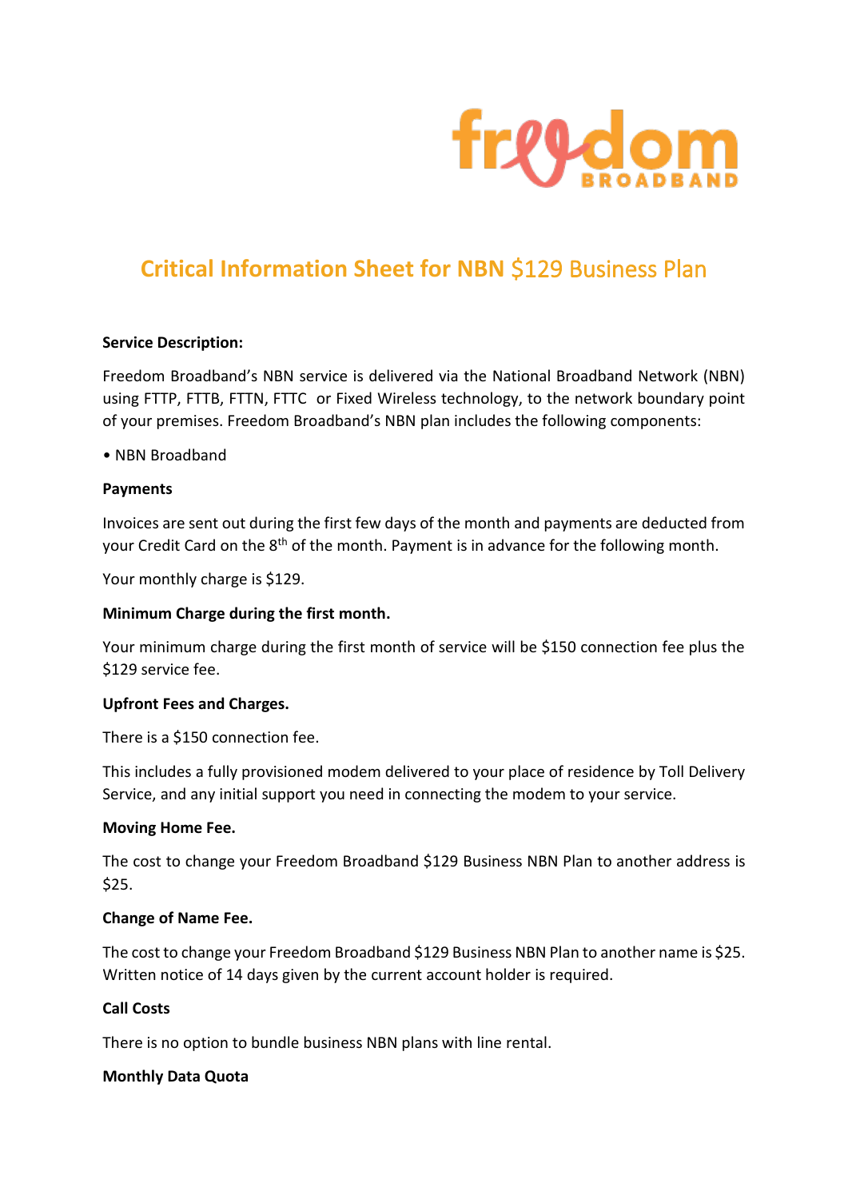# Critical Information Sheet for NBN $129 Business Plan

**Service Description:**

Freedom Broadband's NBN service is delivered via the National Broadband Network (NBN) using FTTP, FTTB, FTTN, FTTC or Fixed Wireless technology, to the network boundary point of your premises. Freedom Broadband's NBN plan includes the following components:

• NBN Broadband

**Payments**

Invoices are sent out during the first few days of the month and payments are deducted from your Credit Card on the 8th of the month. Payment is in advance for the following month.

Your monthly charge is $129.

**Minimum Charge during the first month.**

Your minimum charge during the first month of service will be $150 connection fee plus the $129 service fee.

**Upfront Fees and Charges.**

There is a $150 connection fee.

This includes a fully provisioned modem delivered to your place of residence by Toll Delivery Service, and any initial support you need in connecting the modem to your service.

**Moving Home Fee.**

The cost to change your Freedom Broadband $129 Business NBN Plan to another address is $25.

**Change of Name Fee.**

The cost to change your Freedom Broadband $129 Business NBN Plan to another name is $25. Written notice of 14 days given by the current account holder is required.

**Call Costs**

There is no option to bundle business NBN plans with line rental.

**Monthly Data Quota**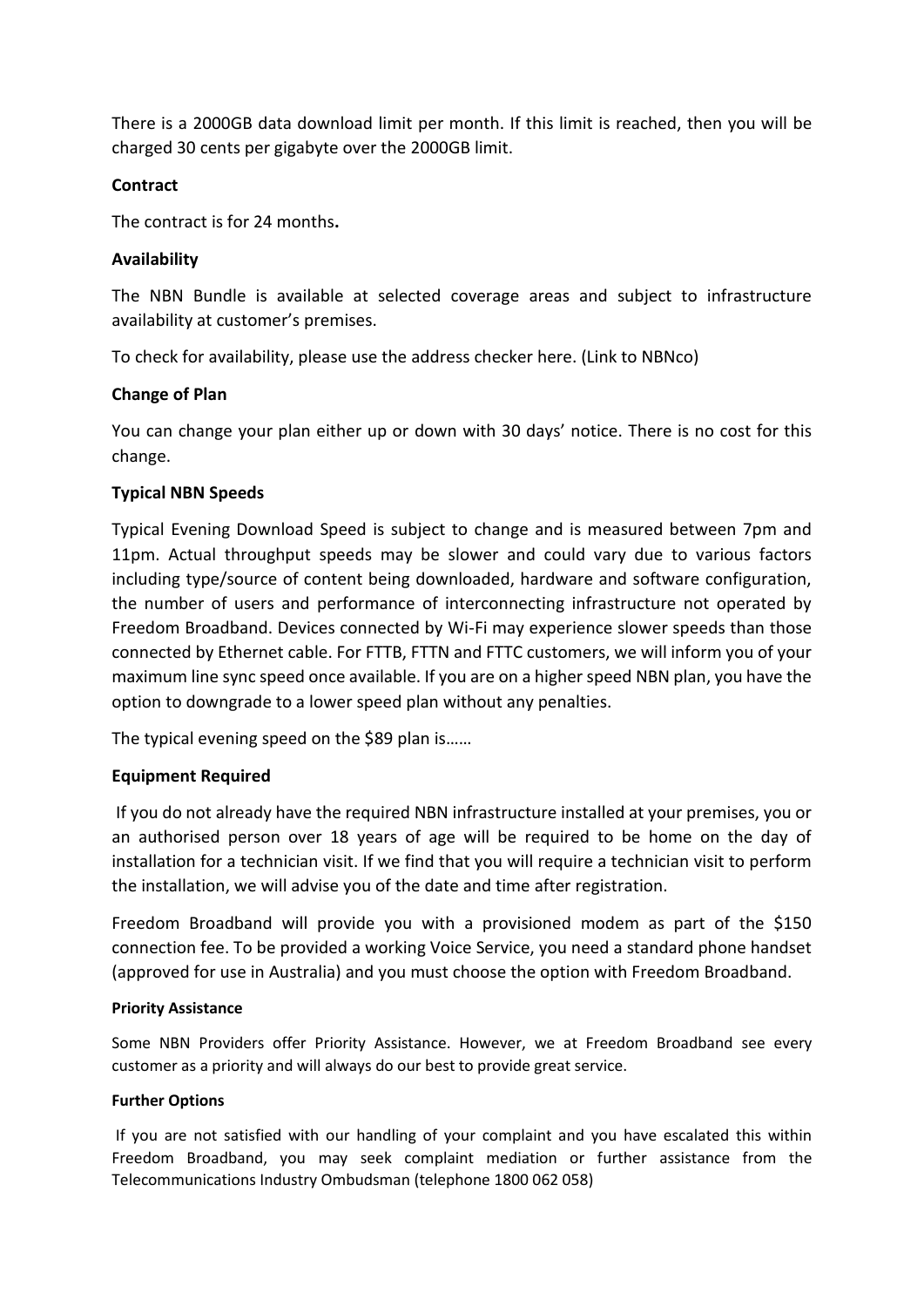There is a 2000GB data download limit per month. If this limit is reached, then you will be charged 30 cents per gigabyte over the 2000GB limit.

**Contract**

The contract is for 24 months**.**

**Availability**

The NBN Bundle is available at selected coverage areas and subject to infrastructure availability at customer's premises.

To check for availability, please use the address checker here. (Link to NBNco)

**Change of Plan**

You can change your plan either up or down with 30 days' notice. There is no cost for this change.

**Typical NBN Speeds**

Typical Evening Download Speed is subject to change and is measured between 7pm and 11pm. Actual throughput speeds may be slower and could vary due to various factors including type/source of content being downloaded, hardware and software configuration, the number of users and performance of interconnecting infrastructure not operated by Freedom Broadband. Devices connected by Wi-Fi may experience slower speeds than those connected by Ethernet cable. For FTTB, FTTN and FTTC customers, we will inform you of your maximum line sync speed once available. If you are on a higher speed NBN plan, you have the option to downgrade to a lower speed plan without any penalties.

The typical evening speed on the $89 plan is……

**Equipment Required**

If you do not already have the required NBN infrastructure installed at your premises, you or an authorised person over 18 years of age will be required to be home on the day of installation for a technician visit. If we find that you will require a technician visit to perform the installation, we will advise you of the date and time after registration.

Freedom Broadband will provide you with a provisioned modem as part of the $150 connection fee. To be provided a working Voice Service, you need a standard phone handset (approved for use in Australia) and you must choose the option with Freedom Broadband.

**Priority Assistance**

Some NBN Providers offer Priority Assistance. However, we at Freedom Broadband see every customer as a priority and will always do our best to provide great service.

**Further Options**

If you are not satisfied with our handling of your complaint and you have escalated this within Freedom Broadband, you may seek complaint mediation or further assistance from the Telecommunications Industry Ombudsman (telephone 1800 062 058)